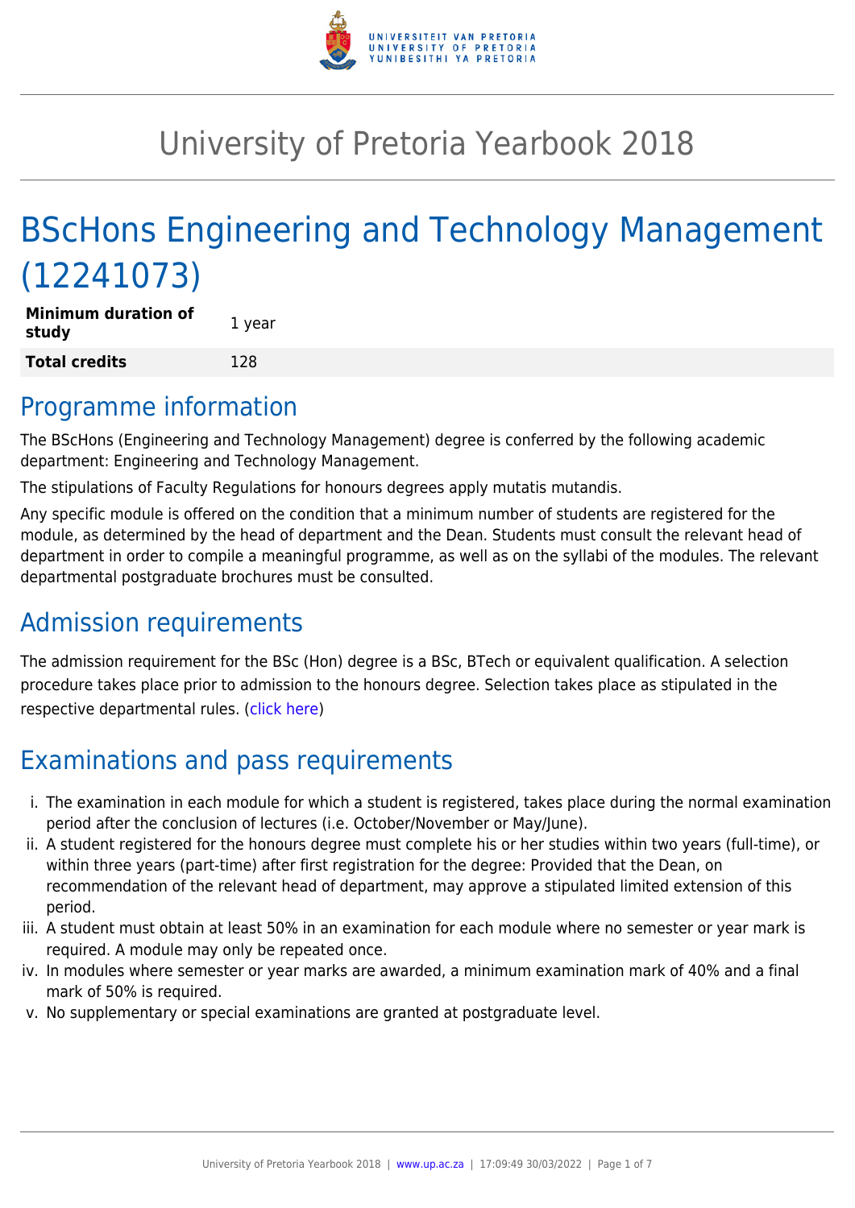# University of Pretoria Yearbook 2018

# BScHons Engineering and Technology Management (12241073)

| **Minimum duration of study** | 1 year |
|---|---|
| **Total credits** | 128 |

## Programme information

The BScHons (Engineering and Technology Management) degree is conferred by the following academic department: Engineering and Technology Management.

The stipulations of Faculty Regulations for honours degrees apply mutatis mutandis.

Any specific module is offered on the condition that a minimum number of students are registered for the module, as determined by the head of department and the Dean. Students must consult the relevant head of department in order to compile a meaningful programme, as well as on the syllabi of the modules. The relevant departmental postgraduate brochures must be consulted.

## Admission requirements

The admission requirement for the BSc (Hon) degree is a BSc, BTech or equivalent qualification. A selection procedure takes place prior to admission to the honours degree. Selection takes place as stipulated in the respective departmental rules. (click here)

## Examinations and pass requirements

i. The examination in each module for which a student is registered, takes place during the normal examination period after the conclusion of lectures (i.e. October/November or May/June).
ii. A student registered for the honours degree must complete his or her studies within two years (full-time), or within three years (part-time) after first registration for the degree: Provided that the Dean, on recommendation of the relevant head of department, may approve a stipulated limited extension of this period.
iii. A student must obtain at least 50% in an examination for each module where no semester or year mark is required. A module may only be repeated once.
iv. In modules where semester or year marks are awarded, a minimum examination mark of 40% and a final mark of 50% is required.
v. No supplementary or special examinations are granted at postgraduate level.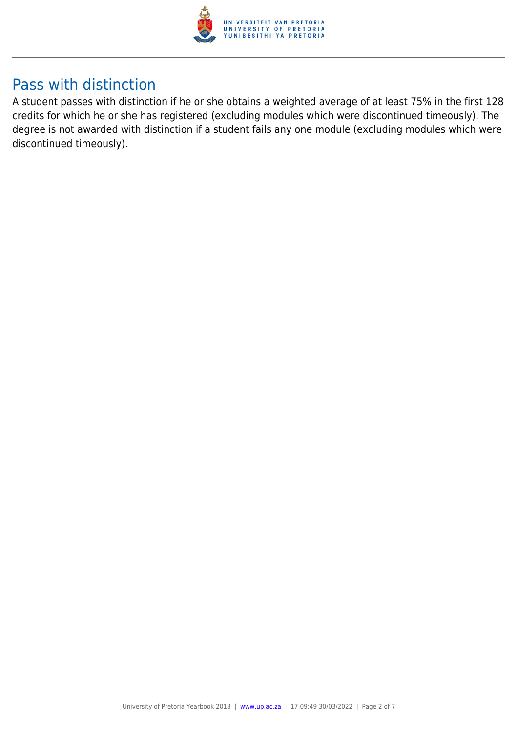## Pass with distinction

A student passes with distinction if he or she obtains a weighted average of at least 75% in the first 128 credits for which he or she has registered (excluding modules which were discontinued timeously). The degree is not awarded with distinction if a student fails any one module (excluding modules which were discontinued timeously).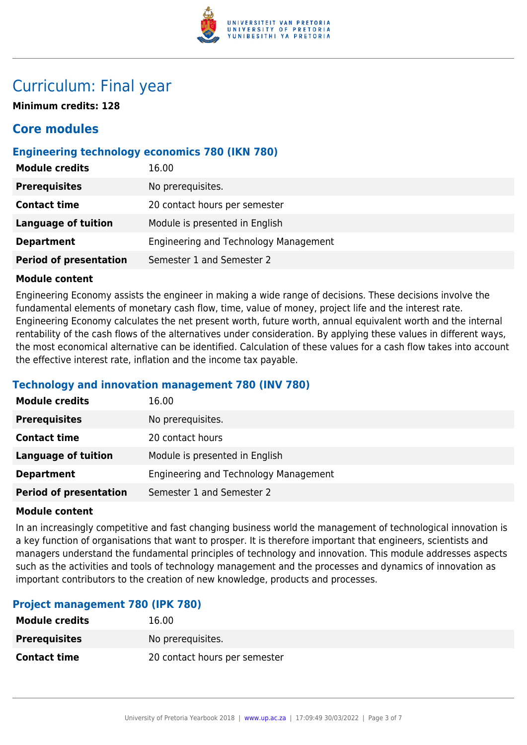# Curriculum: Final year

**Minimum credits: 128**

## Core modules

### Engineering technology economics 780 (IKN 780)

| | |
|---|---|
| **Module credits** | 16.00 |
| **Prerequisites** | No prerequisites. |
| **Contact time** | 20 contact hours per semester |
| **Language of tuition** | Module is presented in English |
| **Department** | Engineering and Technology Management |
| **Period of presentation** | Semester 1 and Semester 2 |

**Module content**

Engineering Economy assists the engineer in making a wide range of decisions. These decisions involve the fundamental elements of monetary cash flow, time, value of money, project life and the interest rate. Engineering Economy calculates the net present worth, future worth, annual equivalent worth and the internal rentability of the cash flows of the alternatives under consideration. By applying these values in different ways, the most economical alternative can be identified. Calculation of these values for a cash flow takes into account the effective interest rate, inflation and the income tax payable.

### Technology and innovation management 780 (INV 780)

| | |
|---|---|
| **Module credits** | 16.00 |
| **Prerequisites** | No prerequisites. |
| **Contact time** | 20 contact hours |
| **Language of tuition** | Module is presented in English |
| **Department** | Engineering and Technology Management |
| **Period of presentation** | Semester 1 and Semester 2 |

**Module content**

In an increasingly competitive and fast changing business world the management of technological innovation is a key function of organisations that want to prosper. It is therefore important that engineers, scientists and managers understand the fundamental principles of technology and innovation. This module addresses aspects such as the activities and tools of technology management and the processes and dynamics of innovation as important contributors to the creation of new knowledge, products and processes.

### Project management 780 (IPK 780)

| | |
|---|---|
| **Module credits** | 16.00 |
| **Prerequisites** | No prerequisites. |
| **Contact time** | 20 contact hours per semester |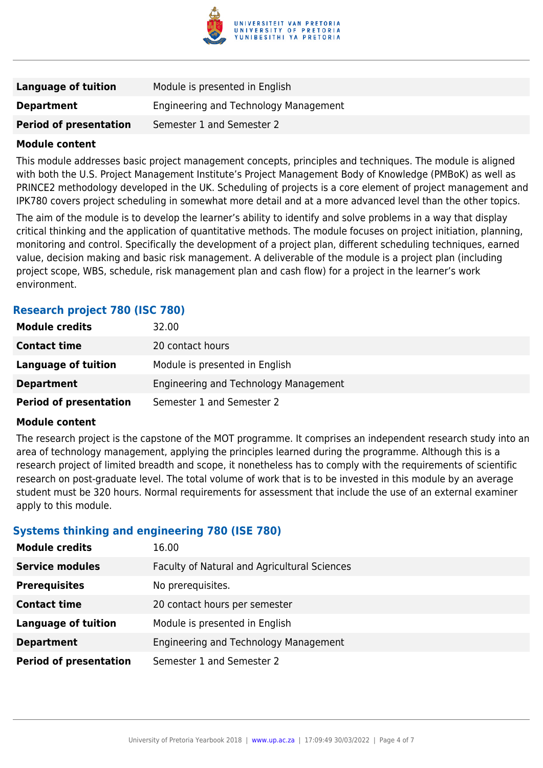| | |
|---|---|
| **Language of tuition** | Module is presented in English |
| **Department** | Engineering and Technology Management |
| **Period of presentation** | Semester 1 and Semester 2 |

**Module content**

This module addresses basic project management concepts, principles and techniques. The module is aligned with both the U.S. Project Management Institute's Project Management Body of Knowledge (PMBoK) as well as PRINCE2 methodology developed in the UK. Scheduling of projects is a core element of project management and IPK780 covers project scheduling in somewhat more detail and at a more advanced level than the other topics.

The aim of the module is to develop the learner's ability to identify and solve problems in a way that display critical thinking and the application of quantitative methods. The module focuses on project initiation, planning, monitoring and control. Specifically the development of a project plan, different scheduling techniques, earned value, decision making and basic risk management. A deliverable of the module is a project plan (including project scope, WBS, schedule, risk management plan and cash flow) for a project in the learner's work environment.

### Research project 780 (ISC 780)

| | |
|---|---|
| **Module credits** | 32.00 |
| **Contact time** | 20 contact hours |
| **Language of tuition** | Module is presented in English |
| **Department** | Engineering and Technology Management |
| **Period of presentation** | Semester 1 and Semester 2 |

**Module content**

The research project is the capstone of the MOT programme. It comprises an independent research study into an area of technology management, applying the principles learned during the programme. Although this is a research project of limited breadth and scope, it nonetheless has to comply with the requirements of scientific research on post-graduate level. The total volume of work that is to be invested in this module by an average student must be 320 hours. Normal requirements for assessment that include the use of an external examiner apply to this module.

### Systems thinking and engineering 780 (ISE 780)

| | |
|---|---|
| **Module credits** | 16.00 |
| **Service modules** | Faculty of Natural and Agricultural Sciences |
| **Prerequisites** | No prerequisites. |
| **Contact time** | 20 contact hours per semester |
| **Language of tuition** | Module is presented in English |
| **Department** | Engineering and Technology Management |
| **Period of presentation** | Semester 1 and Semester 2 |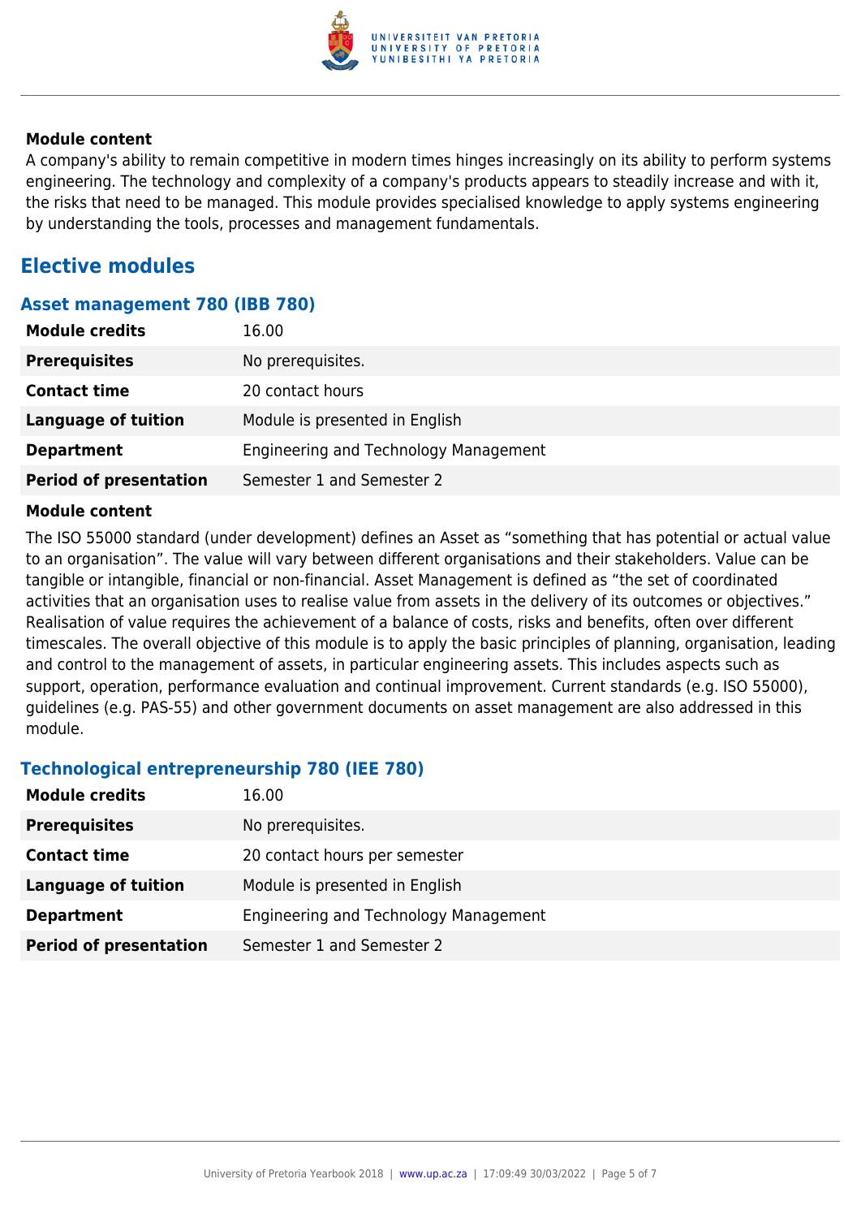**Module content**

A company's ability to remain competitive in modern times hinges increasingly on its ability to perform systems engineering. The technology and complexity of a company's products appears to steadily increase and with it, the risks that need to be managed. This module provides specialised knowledge to apply systems engineering by understanding the tools, processes and management fundamentals.

## Elective modules

### Asset management 780 (IBB 780)

| | |
|---|---|
| **Module credits** | 16.00 |
| **Prerequisites** | No prerequisites. |
| **Contact time** | 20 contact hours |
| **Language of tuition** | Module is presented in English |
| **Department** | Engineering and Technology Management |
| **Period of presentation** | Semester 1 and Semester 2 |

**Module content**

The ISO 55000 standard (under development) defines an Asset as "something that has potential or actual value to an organisation". The value will vary between different organisations and their stakeholders. Value can be tangible or intangible, financial or non-financial. Asset Management is defined as "the set of coordinated activities that an organisation uses to realise value from assets in the delivery of its outcomes or objectives." Realisation of value requires the achievement of a balance of costs, risks and benefits, often over different timescales. The overall objective of this module is to apply the basic principles of planning, organisation, leading and control to the management of assets, in particular engineering assets. This includes aspects such as support, operation, performance evaluation and continual improvement. Current standards (e.g. ISO 55000), guidelines (e.g. PAS-55) and other government documents on asset management are also addressed in this module.

### Technological entrepreneurship 780 (IEE 780)

| | |
|---|---|
| **Module credits** | 16.00 |
| **Prerequisites** | No prerequisites. |
| **Contact time** | 20 contact hours per semester |
| **Language of tuition** | Module is presented in English |
| **Department** | Engineering and Technology Management |
| **Period of presentation** | Semester 1 and Semester 2 |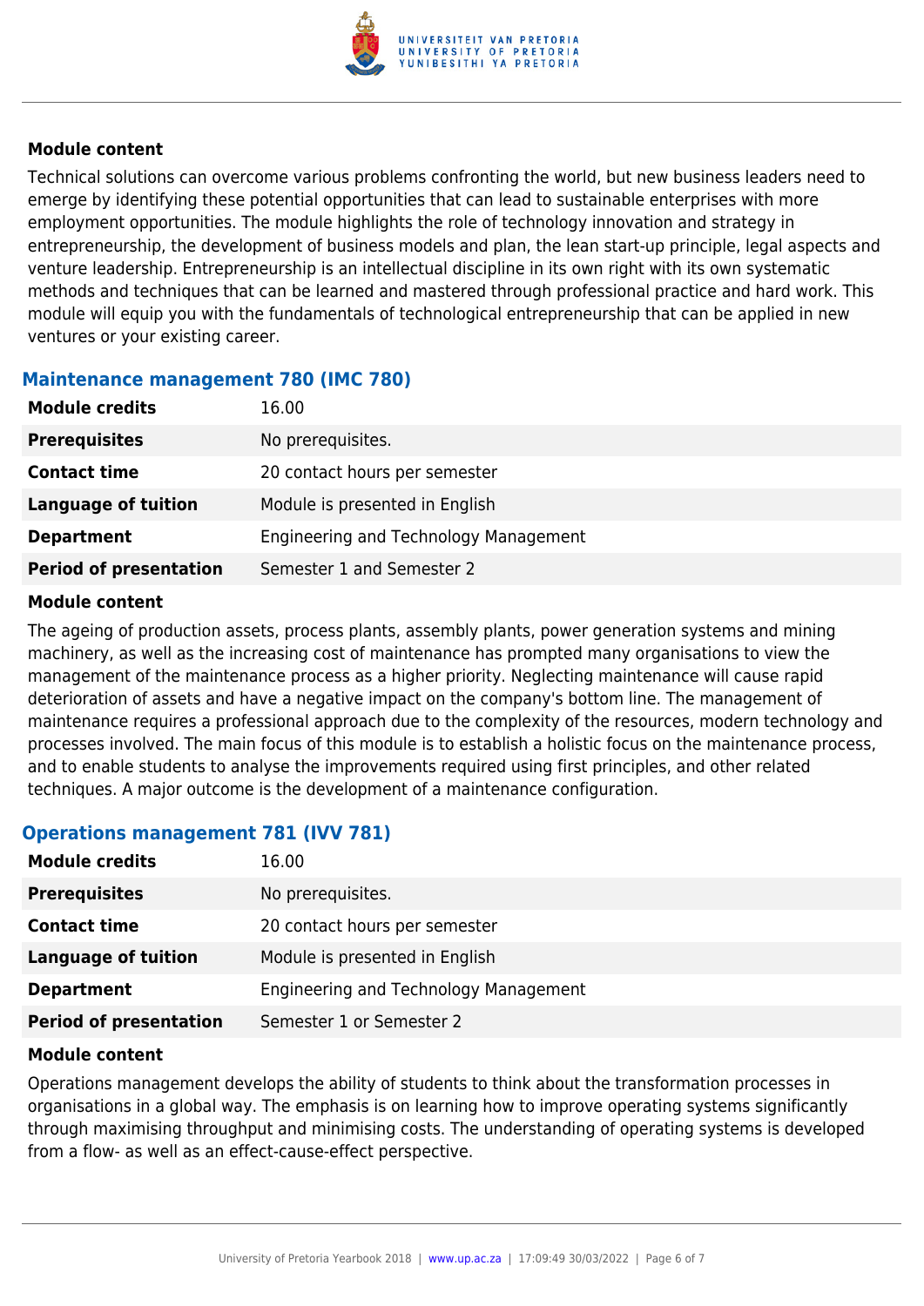#### Module content

Technical solutions can overcome various problems confronting the world, but new business leaders need to emerge by identifying these potential opportunities that can lead to sustainable enterprises with more employment opportunities. The module highlights the role of technology innovation and strategy in entrepreneurship, the development of business models and plan, the lean start-up principle, legal aspects and venture leadership. Entrepreneurship is an intellectual discipline in its own right with its own systematic methods and techniques that can be learned and mastered through professional practice and hard work. This module will equip you with the fundamentals of technological entrepreneurship that can be applied in new ventures or your existing career.

### Maintenance management 780 (IMC 780)

| | |
|---|---|
| **Module credits** | 16.00 |
| **Prerequisites** | No prerequisites. |
| **Contact time** | 20 contact hours per semester |
| **Language of tuition** | Module is presented in English |
| **Department** | Engineering and Technology Management |
| **Period of presentation** | Semester 1 and Semester 2 |

#### Module content

The ageing of production assets, process plants, assembly plants, power generation systems and mining machinery, as well as the increasing cost of maintenance has prompted many organisations to view the management of the maintenance process as a higher priority. Neglecting maintenance will cause rapid deterioration of assets and have a negative impact on the company's bottom line. The management of maintenance requires a professional approach due to the complexity of the resources, modern technology and processes involved. The main focus of this module is to establish a holistic focus on the maintenance process, and to enable students to analyse the improvements required using first principles, and other related techniques. A major outcome is the development of a maintenance configuration.

### Operations management 781 (IVV 781)

| | |
|---|---|
| **Module credits** | 16.00 |
| **Prerequisites** | No prerequisites. |
| **Contact time** | 20 contact hours per semester |
| **Language of tuition** | Module is presented in English |
| **Department** | Engineering and Technology Management |
| **Period of presentation** | Semester 1 or Semester 2 |

#### Module content

Operations management develops the ability of students to think about the transformation processes in organisations in a global way. The emphasis is on learning how to improve operating systems significantly through maximising throughput and minimising costs. The understanding of operating systems is developed from a flow- as well as an effect-cause-effect perspective.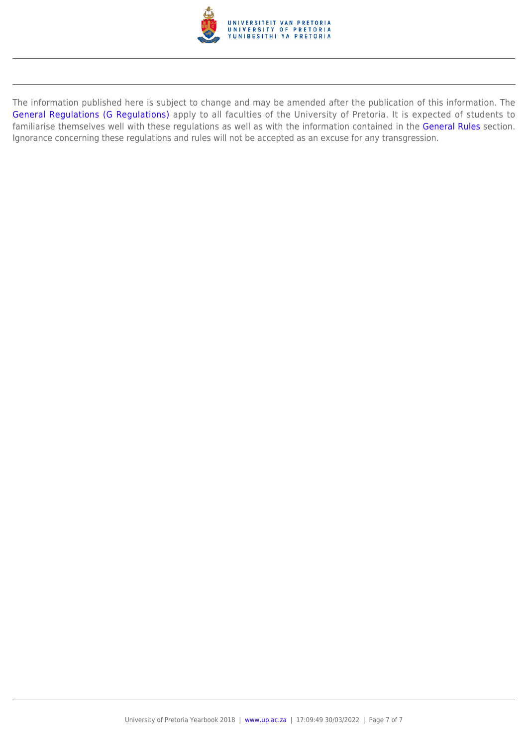The information published here is subject to change and may be amended after the publication of this information. The General Regulations (G Regulations) apply to all faculties of the University of Pretoria. It is expected of students to familiarise themselves well with these regulations as well as with the information contained in the General Rules section. Ignorance concerning these regulations and rules will not be accepted as an excuse for any transgression.